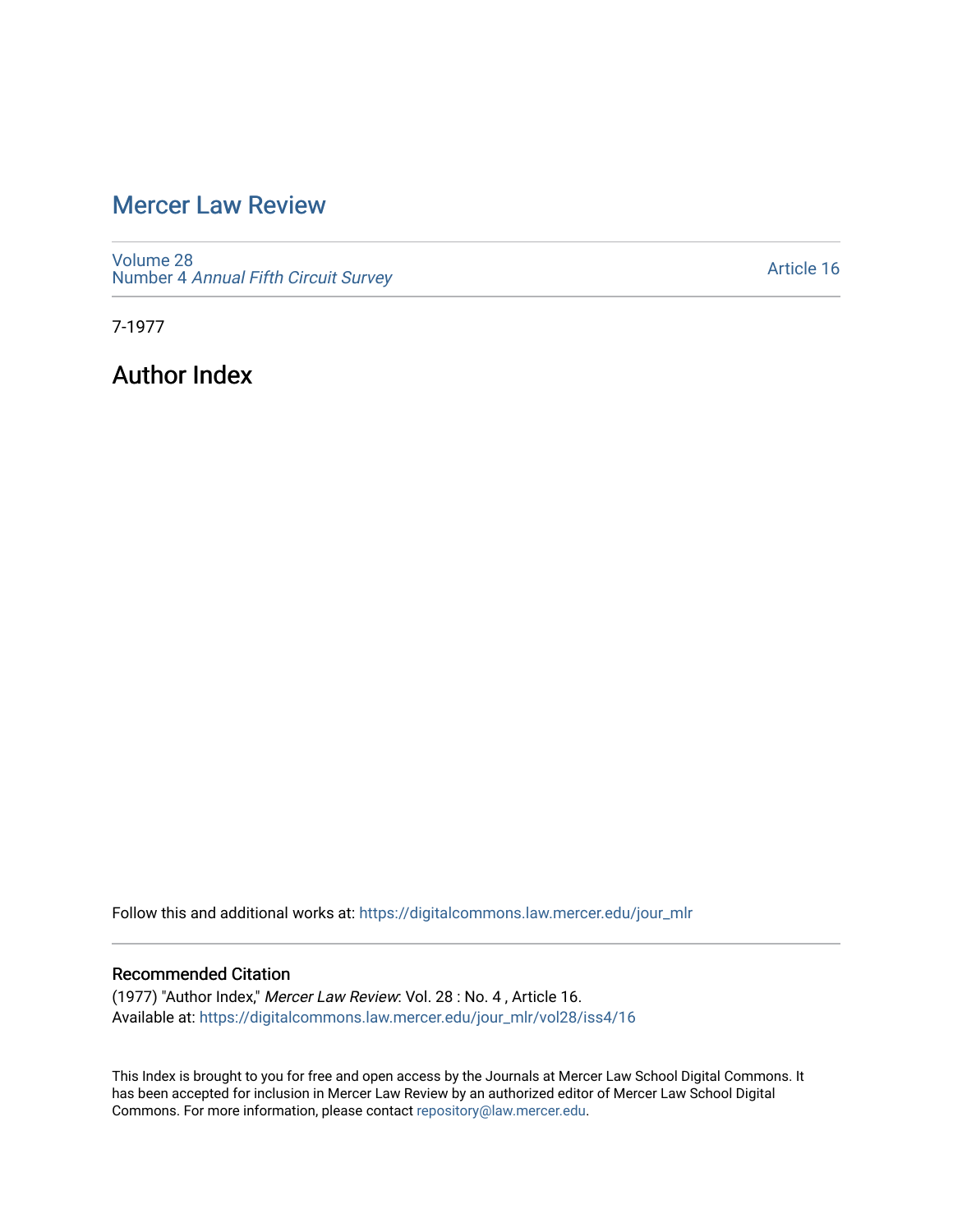# Mercer Law Review

Volume 28
Number 4 *Annual Fifth Circuit Survey*

Article 16

7-1977

## Author Index

Follow this and additional works at: https://digitalcommons.law.mercer.edu/jour_mlr

### Recommended Citation

(1977) "Author Index," *Mercer Law Review*: Vol. 28 : No. 4 , Article 16.
Available at: https://digitalcommons.law.mercer.edu/jour_mlr/vol28/iss4/16

This Index is brought to you for free and open access by the Journals at Mercer Law School Digital Commons. It has been accepted for inclusion in Mercer Law Review by an authorized editor of Mercer Law School Digital Commons. For more information, please contact repository@law.mercer.edu.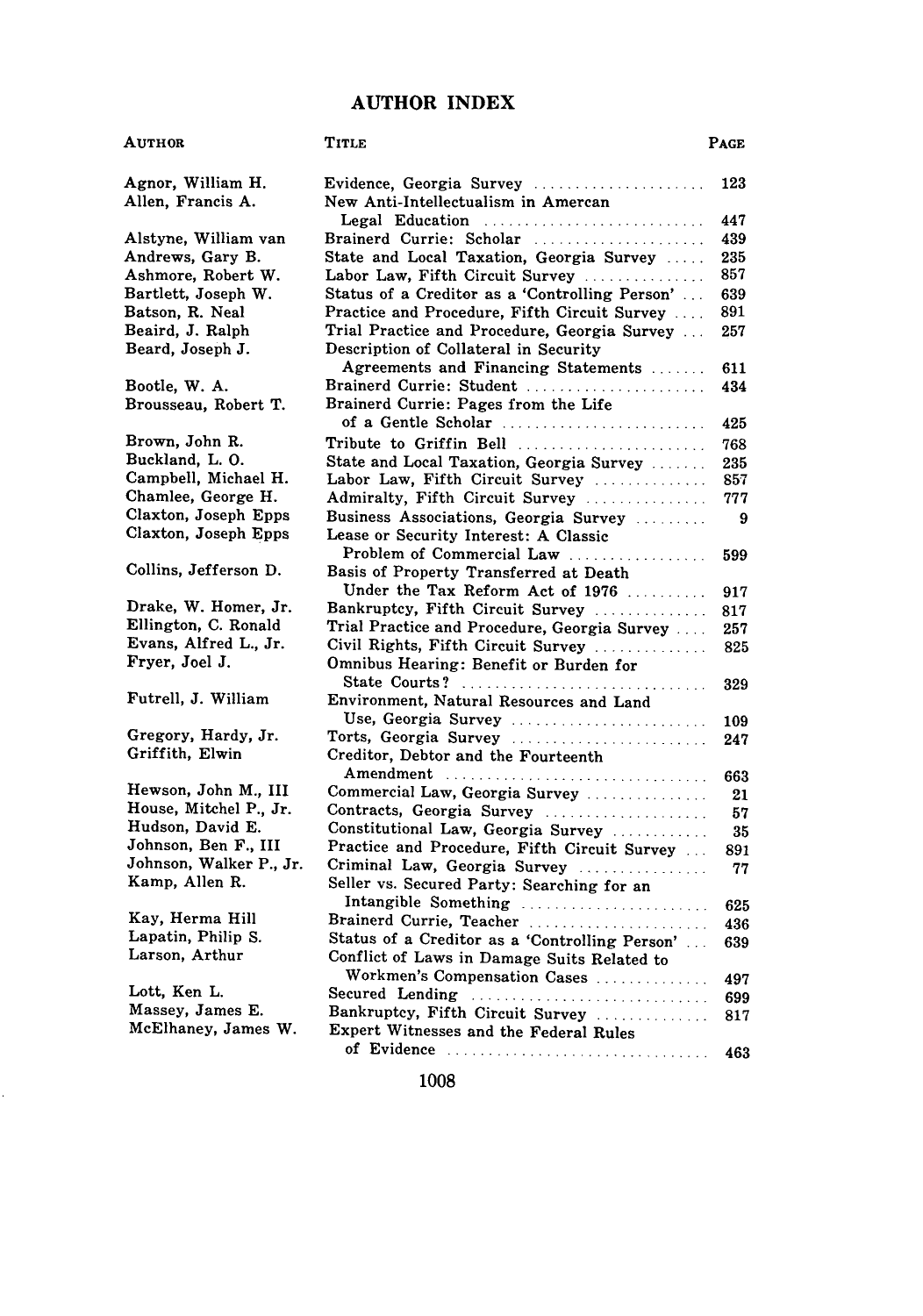# AUTHOR INDEX

| Author | Title | Page |
|---|---|---|
| Agnor, William H. | Evidence, Georgia Survey | 123 |
| Allen, Francis A. | New Anti-Intellectualism in Amercan Legal Education | 447 |
| Alstyne, William van | Brainerd Currie: Scholar | 439 |
| Andrews, Gary B. | State and Local Taxation, Georgia Survey | 235 |
| Ashmore, Robert W. | Labor Law, Fifth Circuit Survey | 857 |
| Bartlett, Joseph W. | Status of a Creditor as a 'Controlling Person' | 639 |
| Batson, R. Neal | Practice and Procedure, Fifth Circuit Survey | 891 |
| Beaird, J. Ralph | Trial Practice and Procedure, Georgia Survey | 257 |
| Beard, Joseph J. | Description of Collateral in Security Agreements and Financing Statements | 611 |
| Bootle, W. A. | Brainerd Currie: Student | 434 |
| Brousseau, Robert T. | Brainerd Currie: Pages from the Life of a Gentle Scholar | 425 |
| Brown, John R. | Tribute to Griffin Bell | 768 |
| Buckland, L. O. | State and Local Taxation, Georgia Survey | 235 |
| Campbell, Michael H. | Labor Law, Fifth Circuit Survey | 857 |
| Chamlee, George H. | Admiralty, Fifth Circuit Survey | 777 |
| Claxton, Joseph Epps | Business Associations, Georgia Survey | 9 |
| Claxton, Joseph Epps | Lease or Security Interest: A Classic Problem of Commercial Law | 599 |
| Collins, Jefferson D. | Basis of Property Transferred at Death Under the Tax Reform Act of 1976 | 917 |
| Drake, W. Homer, Jr. | Bankruptcy, Fifth Circuit Survey | 817 |
| Ellington, C. Ronald | Trial Practice and Procedure, Georgia Survey | 257 |
| Evans, Alfred L., Jr. | Civil Rights, Fifth Circuit Survey | 825 |
| Fryer, Joel J. | Omnibus Hearing: Benefit or Burden for State Courts? | 329 |
| Futrell, J. William | Environment, Natural Resources and Land Use, Georgia Survey | 109 |
| Gregory, Hardy, Jr. | Torts, Georgia Survey | 247 |
| Griffith, Elwin | Creditor, Debtor and the Fourteenth Amendment | 663 |
| Hewson, John M., III | Commercial Law, Georgia Survey | 21 |
| House, Mitchel P., Jr. | Contracts, Georgia Survey | 57 |
| Hudson, David E. | Constitutional Law, Georgia Survey | 35 |
| Johnson, Ben F., III | Practice and Procedure, Fifth Circuit Survey | 891 |
| Johnson, Walker P., Jr. | Criminal Law, Georgia Survey | 77 |
| Kamp, Allen R. | Seller vs. Secured Party: Searching for an Intangible Something | 625 |
| Kay, Herma Hill | Brainerd Currie, Teacher | 436 |
| Lapatin, Philip S. | Status of a Creditor as a 'Controlling Person' | 639 |
| Larson, Arthur | Conflict of Laws in Damage Suits Related to Workmen's Compensation Cases | 497 |
| Lott, Ken L. | Secured Lending | 699 |
| Massey, James E. | Bankruptcy, Fifth Circuit Survey | 817 |
| McElhaney, James W. | Expert Witnesses and the Federal Rules of Evidence | 463 |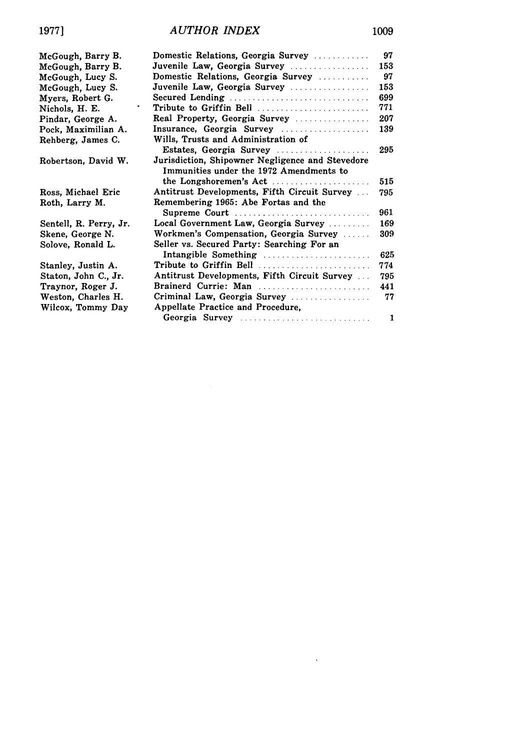| | | |
|---|---|---|
| McGough, Barry B. | Domestic Relations, Georgia Survey | 97 |
| McGough, Barry B. | Juvenile Law, Georgia Survey | 153 |
| McGough, Lucy S. | Domestic Relations, Georgia Survey | 97 |
| McGough, Lucy S. | Juvenile Law, Georgia Survey | 153 |
| Myers, Robert G. | Secured Lending | 699 |
| Nichols, H. E. | Tribute to Griffin Bell | 771 |
| Pindar, George A. | Real Property, Georgia Survey | 207 |
| Pock, Maximilian A. | Insurance, Georgia Survey | 139 |
| Rehberg, James C. | Wills, Trusts and Administration of Estates, Georgia Survey | 295 |
| Robertson, David W. | Jurisdiction, Shipowner Negligence and Stevedore Immunities under the 1972 Amendments to the Longshoremen's Act | 515 |
| Ross, Michael Eric | Antitrust Developments, Fifth Circuit Survey | 795 |
| Roth, Larry M. | Remembering 1965: Abe Fortas and the Supreme Court | 961 |
| Sentell, R. Perry, Jr. | Local Government Law, Georgia Survey | 169 |
| Skene, George N. | Workmen's Compensation, Georgia Survey | 309 |
| Solove, Ronald L. | Seller vs. Secured Party: Searching For an Intangible Something | 625 |
| Stanley, Justin A. | Tribute to Griffin Bell | 774 |
| Staton, John C., Jr. | Antitrust Developments, Fifth Circuit Survey | 795 |
| Traynor, Roger J. | Brainerd Currie: Man | 441 |
| Weston, Charles H. | Criminal Law, Georgia Survey | 77 |
| Wilcox, Tommy Day | Appellate Practice and Procedure, Georgia Survey | 1 |